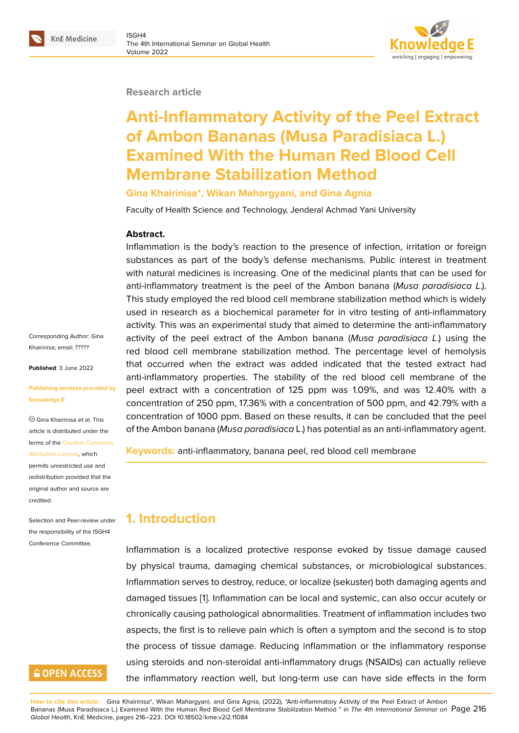Research article

# Anti-Inflammatory Activity of the Peel Extract of Ambon Bananas (Musa Paradisiaca L.) Examined With the Human Red Blood Cell Membrane Stabilization Method

**Gina Khairinisa*, Wikan Mahargyani, and Gina Agnia**

Faculty of Health Science and Technology, Jenderal Achmad Yani University

Corresponding Author: Gina Khairinisa; email: ?????

**Published**: 3 June 2022

**Publishing services provided by Knowledge E**

Gina Khairinisa et al. This article is distributed under the terms of the Creative Commons Attribution License, which permits unrestricted use and redistribution provided that the original author and source are credited.

Selection and Peer-review under the responsibility of the ISGH4 Conference Committee.

**Abstract.**

Inflammation is the body's reaction to the presence of infection, irritation or foreign substances as part of the body's defense mechanisms. Public interest in treatment with natural medicines is increasing. One of the medicinal plants that can be used for anti-inflammatory treatment is the peel of the Ambon banana (*Musa paradisiaca L.*). This study employed the red blood cell membrane stabilization method which is widely used in research as a biochemical parameter for in vitro testing of anti-inflammatory activity. This was an experimental study that aimed to determine the anti-inflammatory activity of the peel extract of the Ambon banana (*Musa paradisiaca L.*) using the red blood cell membrane stabilization method. The percentage level of hemolysis that occurred when the extract was added indicated that the tested extract had anti-inflammatory properties. The stability of the red blood cell membrane of the peel extract with a concentration of 125 ppm was 1.09%, and was 12.40% with a concentration of 250 ppm, 17.36% with a concentration of 500 ppm, and 42.79% with a concentration of 1000 ppm. Based on these results, it can be concluded that the peel of the Ambon banana (*Musa paradisiaca* L.) has potential as an anti-inflammatory agent.

**Keywords:** anti-inflammatory, banana peel, red blood cell membrane

## 1. Introduction

Inflammation is a localized protective response evoked by tissue damage caused by physical trauma, damaging chemical substances, or microbiological substances. Inflammation serves to destroy, reduce, or localize (sekuster) both damaging agents and damaged tissues [1]. Inflammation can be local and systemic, can also occur acutely or chronically causing pathological abnormalities. Treatment of inflammation includes two aspects, the first is to relieve pain which is often a symptom and the second is to stop the process of tissue damage. Reducing inflammation or the inflammatory response using steroids and non-steroidal anti-inflammatory drugs (NSAIDs) can actually relieve the inflammatory reaction well, but long-term use can have side effects in the form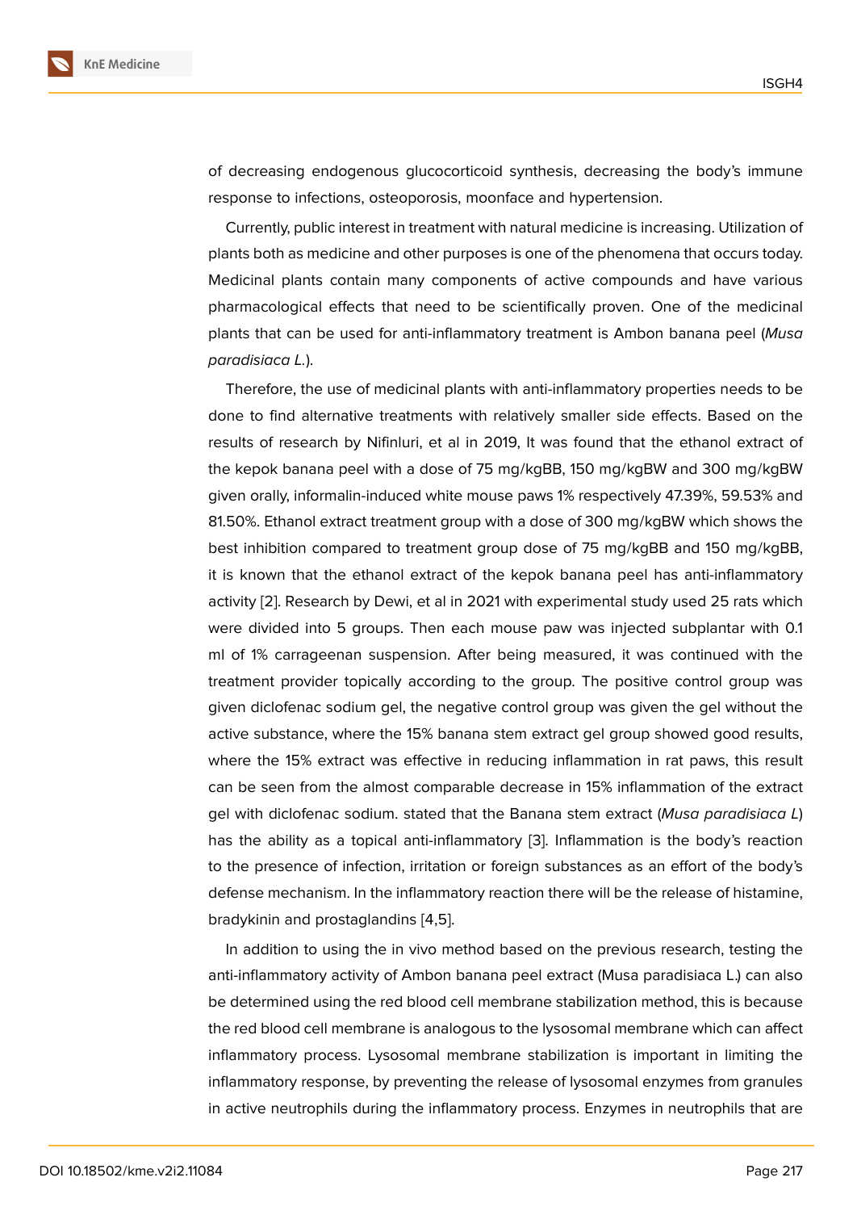of decreasing endogenous glucocorticoid synthesis, decreasing the body's immune response to infections, osteoporosis, moonface and hypertension.

Currently, public interest in treatment with natural medicine is increasing. Utilization of plants both as medicine and other purposes is one of the phenomena that occurs today. Medicinal plants contain many components of active compounds and have various pharmacological effects that need to be scientifically proven. One of the medicinal plants that can be used for anti-inflammatory treatment is Ambon banana peel (*Musa paradisiaca L.*).

Therefore, the use of medicinal plants with anti-inflammatory properties needs to be done to find alternative treatments with relatively smaller side effects. Based on the results of research by Nifinluri, et al in 2019, It was found that the ethanol extract of the kepok banana peel with a dose of 75 mg/kgBB, 150 mg/kgBW and 300 mg/kgBW given orally, informalin-induced white mouse paws 1% respectively 47.39%, 59.53% and 81.50%. Ethanol extract treatment group with a dose of 300 mg/kgBW which shows the best inhibition compared to treatment group dose of 75 mg/kgBB and 150 mg/kgBB, it is known that the ethanol extract of the kepok banana peel has anti-inflammatory activity [2]. Research by Dewi, et al in 2021 with experimental study used 25 rats which were divided into 5 groups. Then each mouse paw was injected subplantar with 0.1 ml of 1% carrageenan suspension. After being measured, it was continued with the treatment provider topically according to the group. The positive control group was given diclofenac sodium gel, the negative control group was given the gel without the active substance, where the 15% banana stem extract gel group showed good results, where the 15% extract was effective in reducing inflammation in rat paws, this result can be seen from the almost comparable decrease in 15% inflammation of the extract gel with diclofenac sodium. stated that the Banana stem extract (*Musa paradisiaca L*) has the ability as a topical anti-inflammatory [3]. Inflammation is the body's reaction to the presence of infection, irritation or foreign substances as an effort of the body's defense mechanism. In the inflammatory reaction there will be the release of histamine, bradykinin and prostaglandins [4,5].

In addition to using the in vivo method based on the previous research, testing the anti-inflammatory activity of Ambon banana peel extract (Musa paradisiaca L.) can also be determined using the red blood cell membrane stabilization method, this is because the red blood cell membrane is analogous to the lysosomal membrane which can affect inflammatory process. Lysosomal membrane stabilization is important in limiting the inflammatory response, by preventing the release of lysosomal enzymes from granules in active neutrophils during the inflammatory process. Enzymes in neutrophils that are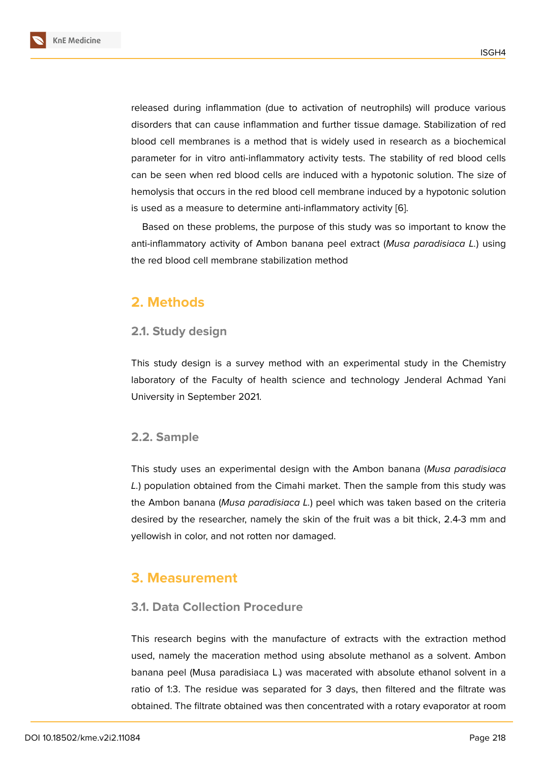released during inflammation (due to activation of neutrophils) will produce various disorders that can cause inflammation and further tissue damage. Stabilization of red blood cell membranes is a method that is widely used in research as a biochemical parameter for in vitro anti-inflammatory activity tests. The stability of red blood cells can be seen when red blood cells are induced with a hypotonic solution. The size of hemolysis that occurs in the red blood cell membrane induced by a hypotonic solution is used as a measure to determine anti-inflammatory activity [6].

Based on these problems, the purpose of this study was so important to know the anti-inflammatory activity of Ambon banana peel extract (*Musa paradisiaca L.*) using the red blood cell membrane stabilization method

## 2. Methods

### 2.1. Study design

This study design is a survey method with an experimental study in the Chemistry laboratory of the Faculty of health science and technology Jenderal Achmad Yani University in September 2021.

### 2.2. Sample

This study uses an experimental design with the Ambon banana (*Musa paradisiaca L.*) population obtained from the Cimahi market. Then the sample from this study was the Ambon banana (*Musa paradisiaca L.*) peel which was taken based on the criteria desired by the researcher, namely the skin of the fruit was a bit thick, 2.4-3 mm and yellowish in color, and not rotten nor damaged.

## 3. Measurement

### 3.1. Data Collection Procedure

This research begins with the manufacture of extracts with the extraction method used, namely the maceration method using absolute methanol as a solvent. Ambon banana peel (Musa paradisiaca L.) was macerated with absolute ethanol solvent in a ratio of 1:3. The residue was separated for 3 days, then filtered and the filtrate was obtained. The filtrate obtained was then concentrated with a rotary evaporator at room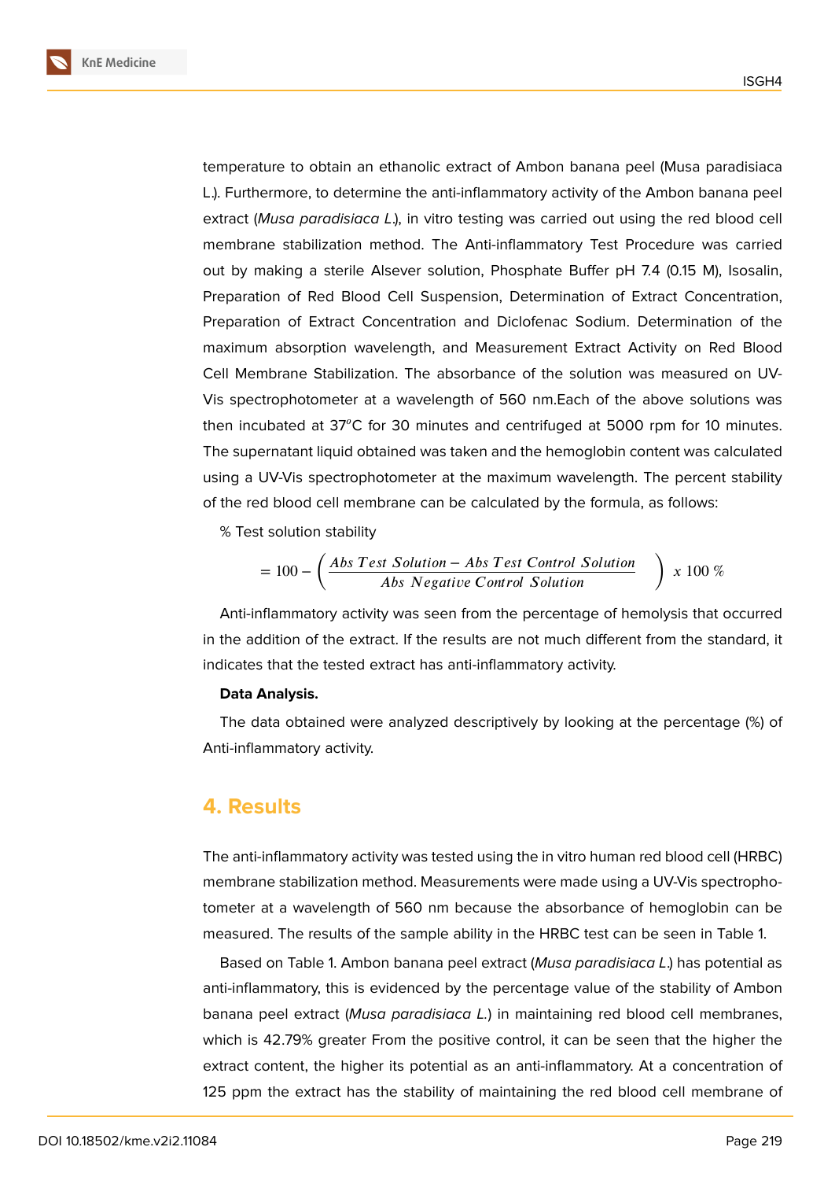temperature to obtain an ethanolic extract of Ambon banana peel (Musa paradisiaca L.). Furthermore, to determine the anti-inflammatory activity of the Ambon banana peel extract (*Musa paradisiaca L.*), in vitro testing was carried out using the red blood cell membrane stabilization method. The Anti-inflammatory Test Procedure was carried out by making a sterile Alsever solution, Phosphate Buffer pH 7.4 (0.15 M), Isosalin, Preparation of Red Blood Cell Suspension, Determination of Extract Concentration, Preparation of Extract Concentration and Diclofenac Sodium. Determination of the maximum absorption wavelength, and Measurement Extract Activity on Red Blood Cell Membrane Stabilization. The absorbance of the solution was measured on UV-Vis spectrophotometer at a wavelength of 560 nm.Each of the above solutions was then incubated at 37$^{o}$C for 30 minutes and centrifuged at 5000 rpm for 10 minutes. The supernatant liquid obtained was taken and the hemoglobin content was calculated using a UV-Vis spectrophotometer at the maximum wavelength. The percent stability of the red blood cell membrane can be calculated by the formula, as follows:

% Test solution stability

$$= 100 - \left( \frac{Abs\ Test\ Solution - Abs\ Test\ Control\ Solution}{Abs\ Negative\ Control\ Solution} \right) x\ 100\ \%$$

Anti-inflammatory activity was seen from the percentage of hemolysis that occurred in the addition of the extract. If the results are not much different from the standard, it indicates that the tested extract has anti-inflammatory activity.

**Data Analysis.**

The data obtained were analyzed descriptively by looking at the percentage (%) of Anti-inflammatory activity.

## 4. Results

The anti-inflammatory activity was tested using the in vitro human red blood cell (HRBC) membrane stabilization method. Measurements were made using a UV-Vis spectrophotometer at a wavelength of 560 nm because the absorbance of hemoglobin can be measured. The results of the sample ability in the HRBC test can be seen in Table 1.

Based on Table 1. Ambon banana peel extract (*Musa paradisiaca L.*) has potential as anti-inflammatory, this is evidenced by the percentage value of the stability of Ambon banana peel extract (*Musa paradisiaca L.*) in maintaining red blood cell membranes, which is 42.79% greater From the positive control, it can be seen that the higher the extract content, the higher its potential as an anti-inflammatory. At a concentration of 125 ppm the extract has the stability of maintaining the red blood cell membrane of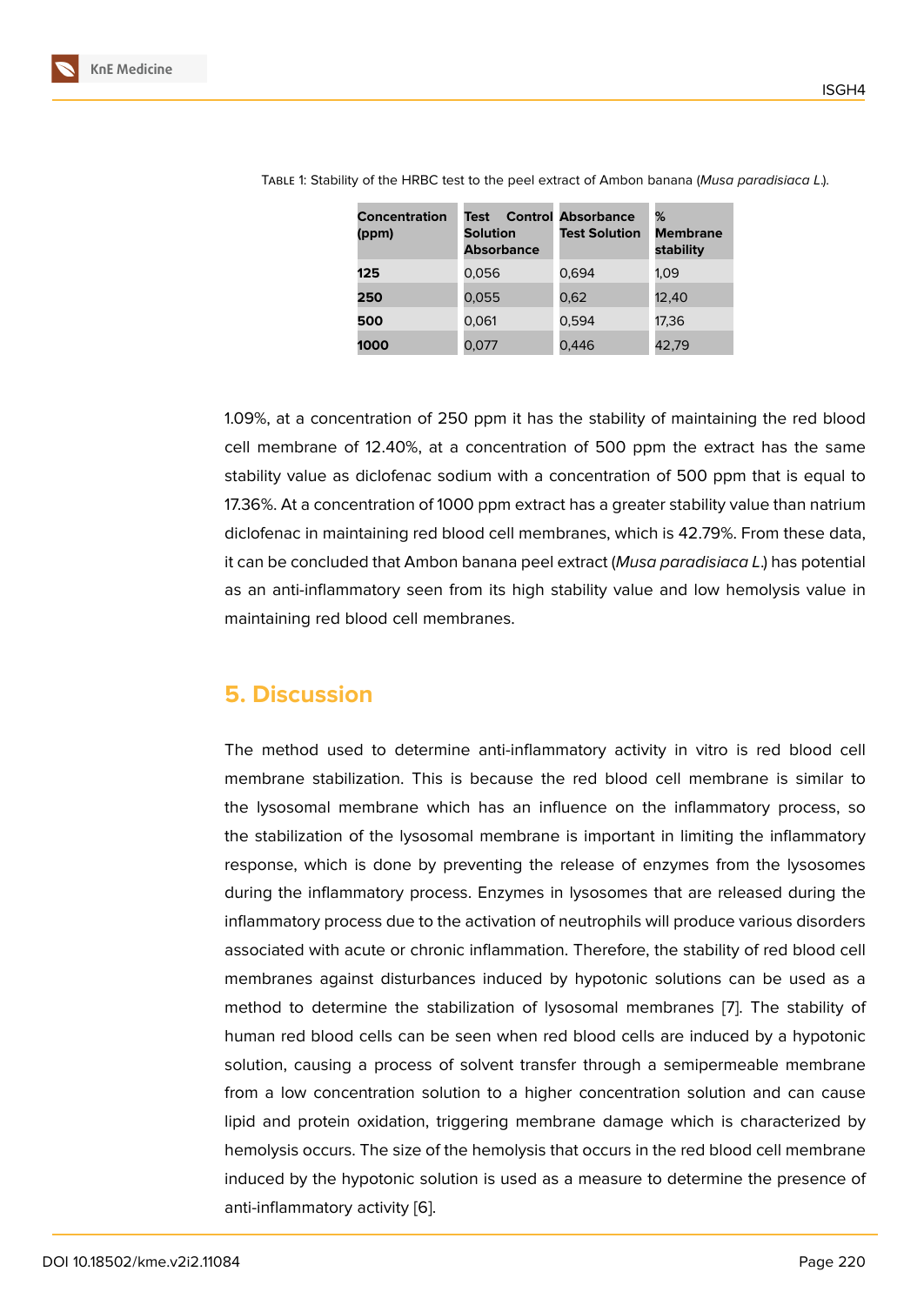Table 1: Stability of the HRBC test to the peel extract of Ambon banana (*Musa paradisiaca L.*).

| Concentration (ppm) | Test Control Solution Absorbance | Absorbance Test Solution | % Membrane stability |
|---|---|---|---|
| **125** | 0,056 | 0,694 | 1,09 |
| **250** | 0,055 | 0,62 | 12,40 |
| **500** | 0,061 | 0,594 | 17,36 |
| **1000** | 0,077 | 0,446 | 42,79 |

1.09%, at a concentration of 250 ppm it has the stability of maintaining the red blood cell membrane of 12.40%, at a concentration of 500 ppm the extract has the same stability value as diclofenac sodium with a concentration of 500 ppm that is equal to 17.36%. At a concentration of 1000 ppm extract has a greater stability value than natrium diclofenac in maintaining red blood cell membranes, which is 42.79%. From these data, it can be concluded that Ambon banana peel extract (*Musa paradisiaca L.*) has potential as an anti-inflammatory seen from its high stability value and low hemolysis value in maintaining red blood cell membranes.

## 5. Discussion

The method used to determine anti-inflammatory activity in vitro is red blood cell membrane stabilization. This is because the red blood cell membrane is similar to the lysosomal membrane which has an influence on the inflammatory process, so the stabilization of the lysosomal membrane is important in limiting the inflammatory response, which is done by preventing the release of enzymes from the lysosomes during the inflammatory process. Enzymes in lysosomes that are released during the inflammatory process due to the activation of neutrophils will produce various disorders associated with acute or chronic inflammation. Therefore, the stability of red blood cell membranes against disturbances induced by hypotonic solutions can be used as a method to determine the stabilization of lysosomal membranes [7]. The stability of human red blood cells can be seen when red blood cells are induced by a hypotonic solution, causing a process of solvent transfer through a semipermeable membrane from a low concentration solution to a higher concentration solution and can cause lipid and protein oxidation, triggering membrane damage which is characterized by hemolysis occurs. The size of the hemolysis that occurs in the red blood cell membrane induced by the hypotonic solution is used as a measure to determine the presence of anti-inflammatory activity [6].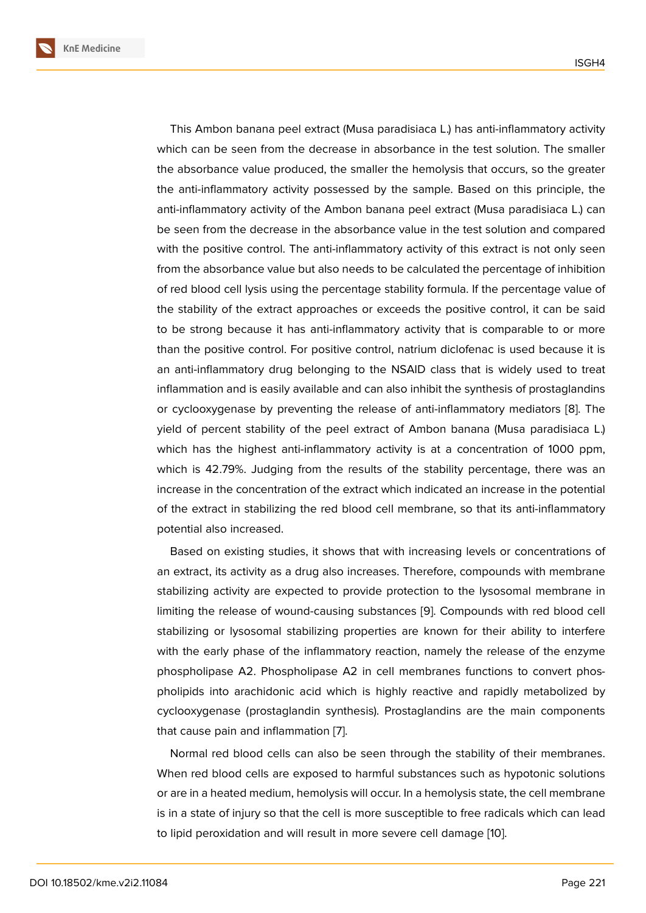This Ambon banana peel extract (Musa paradisiaca L.) has anti-inflammatory activity which can be seen from the decrease in absorbance in the test solution. The smaller the absorbance value produced, the smaller the hemolysis that occurs, so the greater the anti-inflammatory activity possessed by the sample. Based on this principle, the anti-inflammatory activity of the Ambon banana peel extract (Musa paradisiaca L.) can be seen from the decrease in the absorbance value in the test solution and compared with the positive control. The anti-inflammatory activity of this extract is not only seen from the absorbance value but also needs to be calculated the percentage of inhibition of red blood cell lysis using the percentage stability formula. If the percentage value of the stability of the extract approaches or exceeds the positive control, it can be said to be strong because it has anti-inflammatory activity that is comparable to or more than the positive control. For positive control, natrium diclofenac is used because it is an anti-inflammatory drug belonging to the NSAID class that is widely used to treat inflammation and is easily available and can also inhibit the synthesis of prostaglandins or cyclooxygenase by preventing the release of anti-inflammatory mediators [8]. The yield of percent stability of the peel extract of Ambon banana (Musa paradisiaca L.) which has the highest anti-inflammatory activity is at a concentration of 1000 ppm, which is 42.79%. Judging from the results of the stability percentage, there was an increase in the concentration of the extract which indicated an increase in the potential of the extract in stabilizing the red blood cell membrane, so that its anti-inflammatory potential also increased.

Based on existing studies, it shows that with increasing levels or concentrations of an extract, its activity as a drug also increases. Therefore, compounds with membrane stabilizing activity are expected to provide protection to the lysosomal membrane in limiting the release of wound-causing substances [9]. Compounds with red blood cell stabilizing or lysosomal stabilizing properties are known for their ability to interfere with the early phase of the inflammatory reaction, namely the release of the enzyme phospholipase A2. Phospholipase A2 in cell membranes functions to convert phospholipids into arachidonic acid which is highly reactive and rapidly metabolized by cyclooxygenase (prostaglandin synthesis). Prostaglandins are the main components that cause pain and inflammation [7].

Normal red blood cells can also be seen through the stability of their membranes. When red blood cells are exposed to harmful substances such as hypotonic solutions or are in a heated medium, hemolysis will occur. In a hemolysis state, the cell membrane is in a state of injury so that the cell is more susceptible to free radicals which can lead to lipid peroxidation and will result in more severe cell damage [10].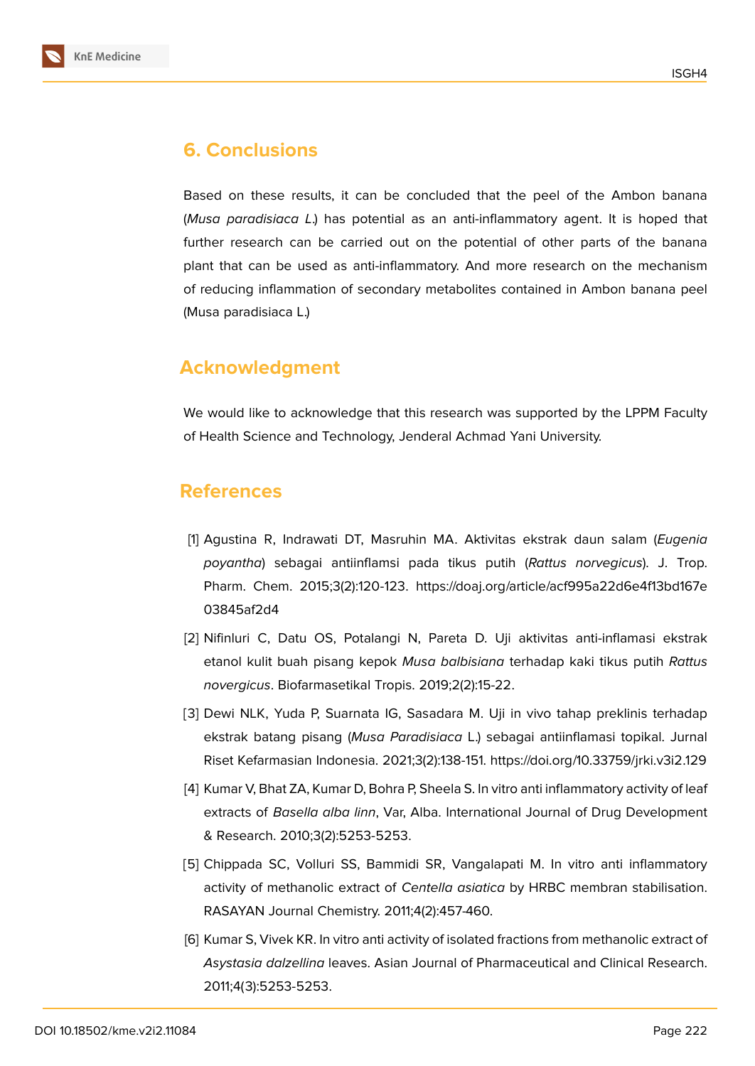## 6. Conclusions

Based on these results, it can be concluded that the peel of the Ambon banana (*Musa paradisiaca L.*) has potential as an anti-inflammatory agent. It is hoped that further research can be carried out on the potential of other parts of the banana plant that can be used as anti-inflammatory. And more research on the mechanism of reducing inflammation of secondary metabolites contained in Ambon banana peel (Musa paradisiaca L.)

## Acknowledgment

We would like to acknowledge that this research was supported by the LPPM Faculty of Health Science and Technology, Jenderal Achmad Yani University.

## References

[1] Agustina R, Indrawati DT, Masruhin MA. Aktivitas ekstrak daun salam (*Eugenia poyantha*) sebagai antiinflamsi pada tikus putih (*Rattus norvegicus*). J. Trop. Pharm. Chem. 2015;3(2):120-123. https://doaj.org/article/acf995a22d6e4f13bd167e03845af2d4

[2] Nifinluri C, Datu OS, Potalangi N, Pareta D. Uji aktivitas anti-inflamasi ekstrak etanol kulit buah pisang kepok *Musa balbisiana* terhadap kaki tikus putih *Rattus novergicus*. Biofarmasetikal Tropis. 2019;2(2):15-22.

[3] Dewi NLK, Yuda P, Suarnata IG, Sasadara M. Uji in vivo tahap preklinis terhadap ekstrak batang pisang (*Musa Paradisiaca* L.) sebagai antiinflamasi topikal. Jurnal Riset Kefarmasian Indonesia. 2021;3(2):138-151. https://doi.org/10.33759/jrki.v3i2.129

[4] Kumar V, Bhat ZA, Kumar D, Bohra P, Sheela S. In vitro anti inflammatory activity of leaf extracts of *Basella alba linn*, Var, Alba. International Journal of Drug Development & Research. 2010;3(2):5253-5253.

[5] Chippada SC, Volluri SS, Bammidi SR, Vangalapati M. In vitro anti inflammatory activity of methanolic extract of *Centella asiatica* by HRBC membran stabilisation. RASAYAN Journal Chemistry. 2011;4(2):457-460.

[6] Kumar S, Vivek KR. In vitro anti activity of isolated fractions from methanolic extract of *Asystasia dalzellina* leaves. Asian Journal of Pharmaceutical and Clinical Research. 2011;4(3):5253-5253.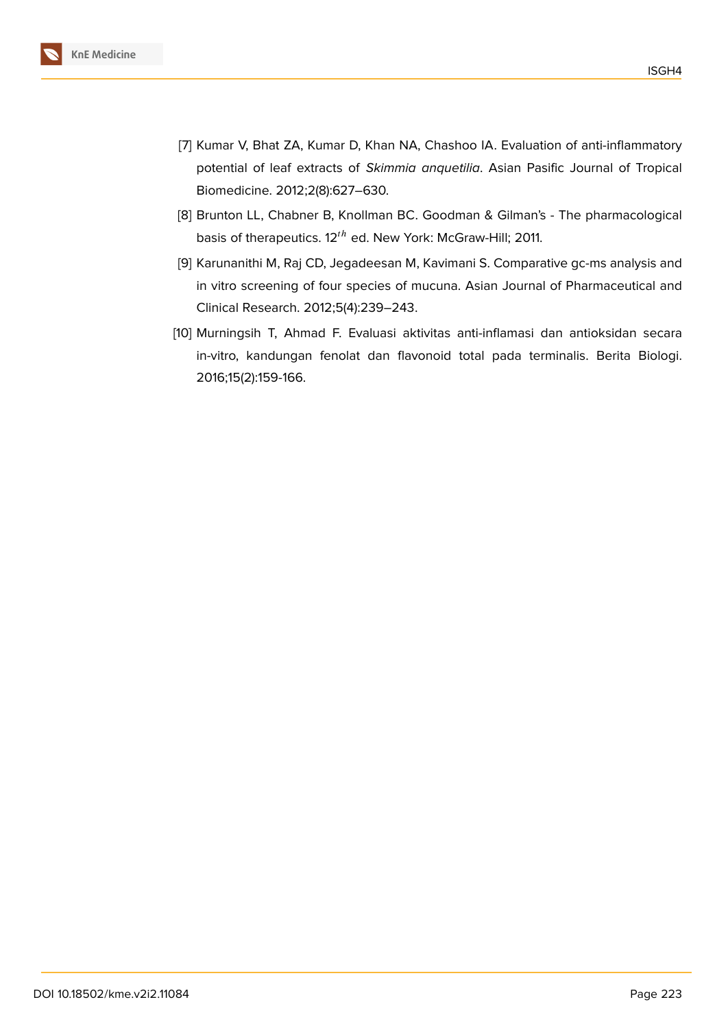[7] Kumar V, Bhat ZA, Kumar D, Khan NA, Chashoo IA. Evaluation of anti-inflammatory potential of leaf extracts of *Skimmia anquetilia*. Asian Pasific Journal of Tropical Biomedicine. 2012;2(8):627–630.

[8] Brunton LL, Chabner B, Knollman BC. Goodman & Gilman's - The pharmacological basis of therapeutics. $12^{th}$ ed. New York: McGraw-Hill; 2011.

[9] Karunanithi M, Raj CD, Jegadeesan M, Kavimani S. Comparative gc-ms analysis and in vitro screening of four species of mucuna. Asian Journal of Pharmaceutical and Clinical Research. 2012;5(4):239–243.

[10] Murningsih T, Ahmad F. Evaluasi aktivitas anti-inflamasi dan antioksidan secara in-vitro, kandungan fenolat dan flavonoid total pada terminalis. Berita Biologi. 2016;15(2):159-166.